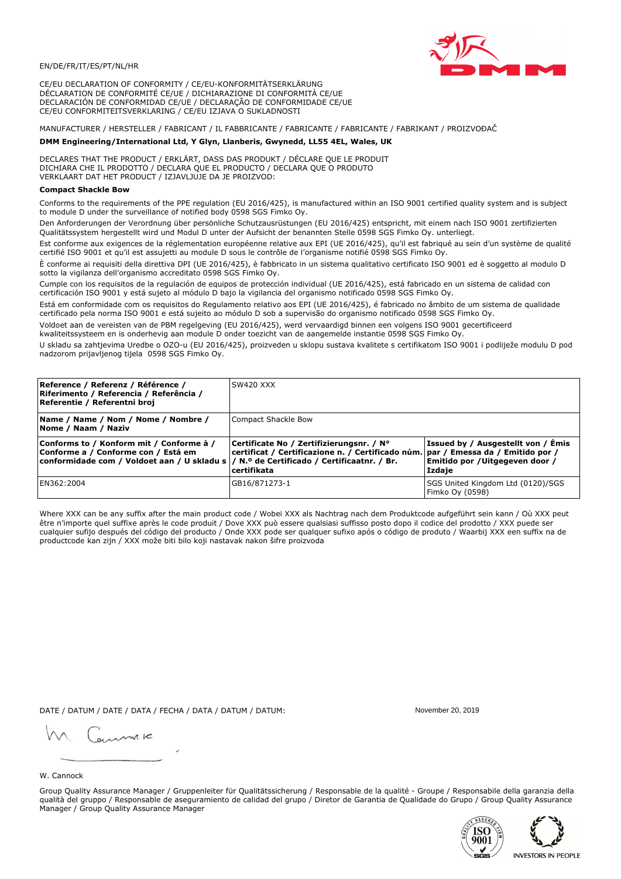EN/DE/FR/IT/ES/PT/NL/HR

CE/EU DECLARATION OF CONFORMITY / CE/EU-KONFORMITÄTSERKLÄRUNG
DÉCLARATION DE CONFORMITÉ CE/UE / DICHIARAZIONE DI CONFORMITÀ CE/UE
DECLARACIÓN DE CONFORMIDAD CE/UE / DECLARAÇÃO DE CONFORMIDADE CE/UE
CE/EU CONFORMITEITSVERKLARING / CE/EU IZJAVA O SUKLADNOSTI

MANUFACTURER / HERSTELLER / FABRICANT / IL FABBRICANTE / FABRICANTE / FABRICANTE / FABRIKANT / PROIZVOĐAČ

**DMM Engineering/International Ltd, Y Glyn, Llanberis, Gwynedd, LL55 4EL, Wales, UK**

DECLARES THAT THE PRODUCT / ERKLÄRT, DASS DAS PRODUKT / DÉCLARE QUE LE PRODUIT
DICHIARA CHE IL PRODOTTO / DECLARA QUE EL PRODUCTO / DECLARA QUE O PRODUTO
VERKLAART DAT HET PRODUCT / IZJAVLJUJE DA JE PROIZVOD:

**Compact Shackle Bow**

Conforms to the requirements of the PPE regulation (EU 2016/425), is manufactured within an ISO 9001 certified quality system and is subject to module D under the surveillance of notified body 0598 SGS Fimko Oy.

Den Anforderungen der Verordnung über persönliche Schutzausrüstungen (EU 2016/425) entspricht, mit einem nach ISO 9001 zertifizierten Qualitätssystem hergestellt wird und Modul D unter der Aufsicht der benannten Stelle 0598 SGS Fimko Oy. unterliegt.

Est conforme aux exigences de la réglementation européenne relative aux EPI (UE 2016/425), qu'il est fabriqué au sein d'un système de qualité certifié ISO 9001 et qu'il est assujetti au module D sous le contrôle de l'organisme notifié 0598 SGS Fimko Oy.

È conforme ai requisiti della direttiva DPI (UE 2016/425), è fabbricato in un sistema qualitativo certificato ISO 9001 ed è soggetto al modulo D sotto la vigilanza dell'organismo accreditato 0598 SGS Fimko Oy.

Cumple con los requisitos de la regulación de equipos de protección individual (UE 2016/425), está fabricado en un sistema de calidad con certificación ISO 9001 y está sujeto al módulo D bajo la vigilancia del organismo notificado 0598 SGS Fimko Oy.

Está em conformidade com os requisitos do Regulamento relativo aos EPI (UE 2016/425), é fabricado no âmbito de um sistema de qualidade certificado pela norma ISO 9001 e está sujeito ao módulo D sob a supervisão do organismo notificado 0598 SGS Fimko Oy.

Voldoet aan de vereisten van de PBM regelgeving (EU 2016/425), werd vervaardigd binnen een volgens ISO 9001 gecertificeerd kwaliteitssysteem en is onderhevig aan module D onder toezicht van de aangemelde instantie 0598 SGS Fimko Oy.

U skladu sa zahtjevima Uredbe o OZO-u (EU 2016/425), proizveden u sklopu sustava kvalitete s certifikatom ISO 9001 i podliježe modulu D pod nadzorom prijavljenog tijela 0598 SGS Fimko Oy.

| **Reference / Referenz / Référence / Riferimento / Referencia / Referência / Referentie / Referentni broj** | SW420 XXX | |
|---|---|---|
| **Name / Name / Nom / Nome / Nombre / Nome / Naam / Naziv** | Compact Shackle Bow | |
| **Conforms to / Konform mit / Conforme à / Conforme a / Conforme con / Está em conformidade com / Voldoet aan / U skladu s** | **Certificate No / Zertifizierungsnr. / N° certificat / Certificazione n. / Certificado núm. / N.º de Certificado / Certificaatnr. / Br. certifikata** | **Issued by / Ausgestellt von / Émis par / Emessa da / Emitido por / Emitido por / Uitgegeven door / Izdaje** |
| EN362:2004 | GB16/871273-1 | SGS United Kingdom Ltd (0120)/SGS Fimko Oy (0598) |

Where XXX can be any suffix after the main product code / Wobei XXX als Nachtrag nach dem Produktcode aufgeführt sein kann / Où XXX peut être n'importe quel suffixe après le code produit / Dove XXX può essere qualsiasi suffisso posto dopo il codice del prodotto / XXX puede ser cualquier sufijo después del código del producto / Onde XXX pode ser qualquer sufixo após o código de produto / Waarbij XXX een suffix na de productcode kan zijn / XXX može biti bilo koji nastavak nakon šifre proizvoda

DATE / DATUM / DATE / DATA / FECHA / DATA / DATUM / DATUM: November 20, 2019

W. Cannock

Group Quality Assurance Manager / Gruppenleiter für Qualitätssicherung / Responsable de la qualité - Groupe / Responsabile della garanzia della qualità del gruppo / Responsable de aseguramiento de calidad del grupo / Diretor de Garantia de Qualidade do Grupo / Group Quality Assurance Manager / Group Quality Assurance Manager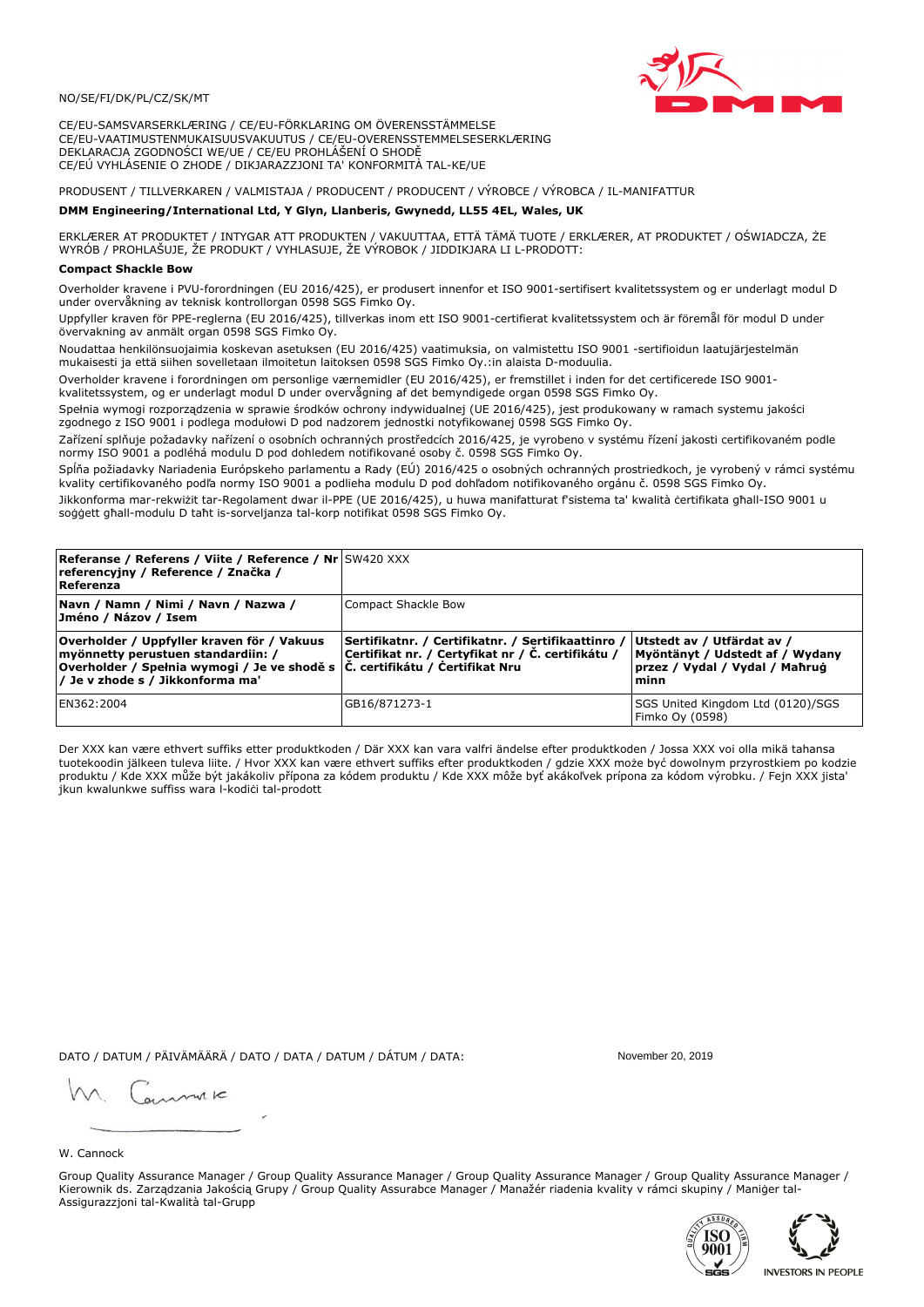NO/SE/FI/DK/PL/CZ/SK/MT

CE/EU-SAMSVARSERKLÆRING / CE/EU-FÖRKLARING OM ÖVERENSSTÄMMELSE
CE/EU-VAATIMUSTENMUKAISUUSVAKUUTUS / CE/EU-OVERENSSTEMMELSESERKLÆRING
DEKLARACJA ZGODNOŚCI WE/UE / CE/EU PROHLÁŠENÍ O SHODĚ
CE/EÚ VYHLÁSENIE O ZHODE / DIKJARAZZJONI TA' KONFORMITÀ TAL-KE/UE

PRODUSENT / TILLVERKAREN / VALMISTAJA / PRODUCENT / PRODUCENT / VÝROBCE / VÝROBCA / IL-MANIFATTUR

**DMM Engineering/International Ltd, Y Glyn, Llanberis, Gwynedd, LL55 4EL, Wales, UK**

ERKLÆRER AT PRODUKTET / INTYGAR ATT PRODUKTEN / VAKUUTTAA, ETTÄ TÄMÄ TUOTE / ERKLÆRER, AT PRODUKTET / OŚWIADCZA, ŻE WYRÓB / PROHLAŠUJE, ŽE PRODUKT / VYHLASUJE, ŽE VÝROBOK / JIDDIKJARA LI L-PRODOTT:

**Compact Shackle Bow**

Overholder kravene i PVU-forordningen (EU 2016/425), er produsert innenfor et ISO 9001-sertifisert kvalitetssystem og er underlagt modul D under overvåkning av teknisk kontrollorgan 0598 SGS Fimko Oy.

Uppfyller kraven för PPE-reglerna (EU 2016/425), tillverkas inom ett ISO 9001-certifierat kvalitetssystem och är föremål för modul D under övervakning av anmält organ 0598 SGS Fimko Oy.

Noudattaa henkilönsuojaimia koskevan asetuksen (EU 2016/425) vaatimuksia, on valmistettu ISO 9001 -sertifioidun laatujärjestelmän mukaisesti ja että siihen sovelletaan ilmoitetun laitoksen 0598 SGS Fimko Oy.:in alaista D-moduulia.

Overholder kravene i forordningen om personlige værnemidler (EU 2016/425), er fremstillet i inden for det certificerede ISO 9001-kvalitetssystem, og er underlagt modul D under overvågning af det bemyndigede organ 0598 SGS Fimko Oy.

Spełnia wymogi rozporządzenia w sprawie środków ochrony indywidualnej (UE 2016/425), jest produkowany w ramach systemu jakości zgodnego z ISO 9001 i podlega modułowi D pod nadzorem jednostki notyfikowanej 0598 SGS Fimko Oy.

Zařízení splňuje požadavky nařízení o osobních ochranných prostředcích 2016/425, je vyrobeno v systému řízení jakosti certifikovaném podle normy ISO 9001 a podléhá modulu D pod dohledem notifikované osoby č. 0598 SGS Fimko Oy.

Spĺňa požiadavky Nariadenia Európskeho parlamentu a Rady (EÚ) 2016/425 o osobných ochranných prostriedkoch, je vyrobený v rámci systému kvality certifikovaného podľa normy ISO 9001 a podlieha modulu D pod dohľadom notifikovaného orgánu č. 0598 SGS Fimko Oy.

Jikkonforma mar-rekwiżit tar-Regolament dwar il-PPE (UE 2016/425), u huwa manifatturat f'sistema ta' kwalità ċertifikata għall-ISO 9001 u soġġett għall-modulu D taħt is-sorveljanza tal-korp notifikat 0598 SGS Fimko Oy.

| **Referanse / Referens / Viite / Reference / Nr referencyjny / Reference / Značka / Referenza** | SW420 XXX | |
|---|---|---|
| **Navn / Namn / Nimi / Navn / Nazwa / Jméno / Názov / Isem** | Compact Shackle Bow | |
| **Overholder / Uppfyller kraven för / Vakuus myönnetty perustuen standardiin: / Overholder / Spełnia wymogi / Je ve shodě s / Je v zhode s / Jikkonforma ma'** | **Sertifikatnr. / Certifikatnr. / Sertifikaattinro / Certifikat nr. / Certyfikat nr / Č. certifikátu / Č. certifikátu / Ċertifikat Nru** | **Utstedt av / Utfärdat av / Myöntänyt / Udstedt af / Wydany przez / Vydal / Vydal / Maħruġ minn** |
| EN362:2004 | GB16/871273-1 | SGS United Kingdom Ltd (0120)/SGS Fimko Oy (0598) |

Der XXX kan være ethvert suffiks etter produktkoden / Där XXX kan vara valfri ändelse efter produktkoden / Jossa XXX voi olla mikä tahansa tuotekoodin jälkeen tuleva liite. / Hvor XXX kan være ethvert suffiks efter produktkoden / gdzie XXX może być dowolnym przyrostkiem po kodzie produktu / Kde XXX může být jakákoliv přípona za kódem produktu / Kde XXX môže byť akákoľvek prípona za kódom výrobku. / Fejn XXX jista' jkun kwalunkwe suffiss wara l-kodiċi tal-prodott

DATO / DATUM / PÄIVÄMÄÄRÄ / DATO / DATA / DATUM / DÁTUM / DATA: November 20, 2019

W. Cannock

Group Quality Assurance Manager / Group Quality Assurance Manager / Group Quality Assurance Manager / Group Quality Assurance Manager / Kierownik ds. Zarządzania Jakością Grupy / Group Quality Assurabce Manager / Manažér riadenia kvality v rámci skupiny / Maniġer tal-Assigurazzjoni tal-Kwalità tal-Grupp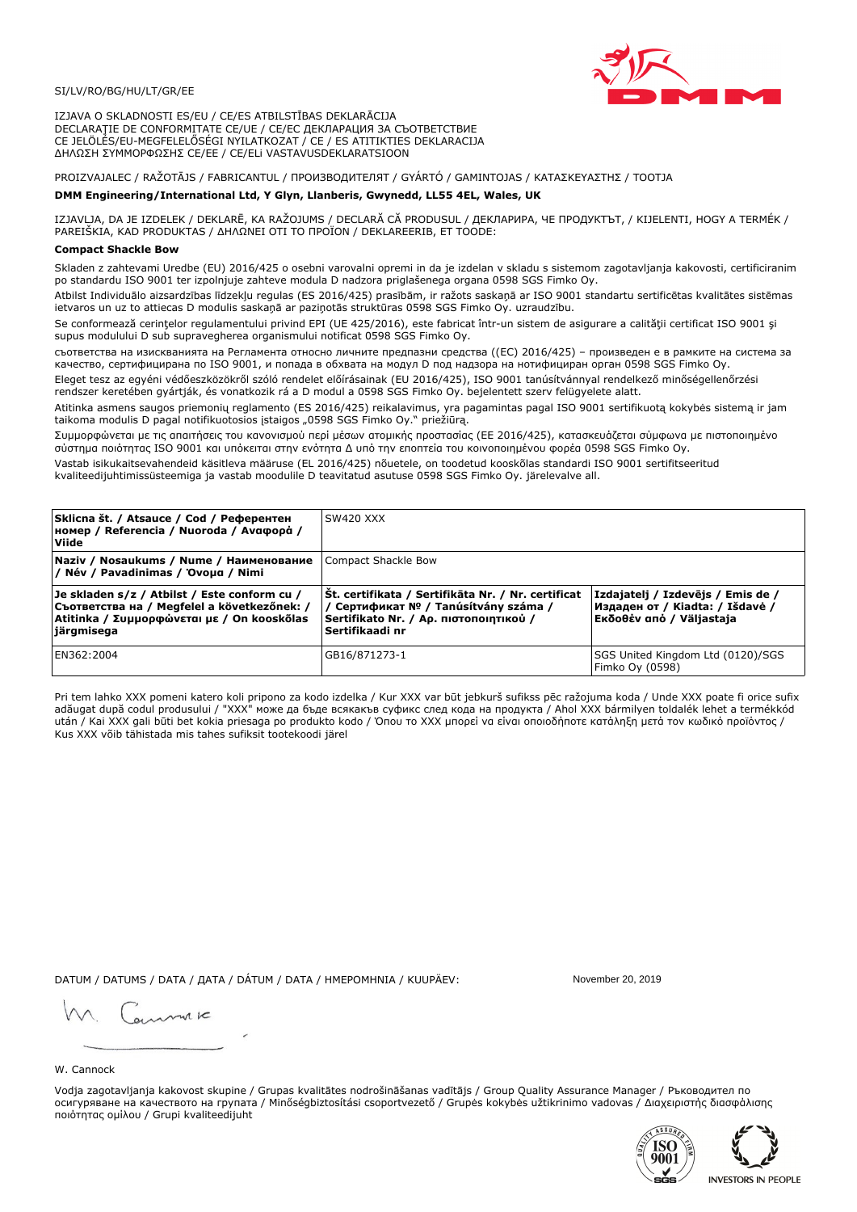SI/LV/RO/BG/HU/LT/GR/EE

IZJAVA O SKLADNOSTI ES/EU / CE/ES ATBILSTĪBAS DEKLARĀCIJA
DECLARAȚIE DE CONFORMITATE CE/UE / CE/ЕС ДЕКЛАРАЦИЯ ЗА СЪОТВЕТСТВИЕ
CE JELÖLÉS/EU-MEGFELELŐSÉGI NYILATKOZAT / CE / ES ATITIKTIES DEKLARACIJA
ΔΗΛΩΣΗ ΣΥΜΜΟΡΦΩΣΗΣ CE/EE / CE/ELi VASTAVUSDEKLARATSIOON

PROIZVAJALEC / RAŽOTĀJS / FABRICANTUL / ПРОИЗВОДИТЕЛЯТ / GYÁRTÓ / GAMINTOJAS / ΚΑΤΑΣΚΕΥΑΣΤΗΣ / TOOTJA

**DMM Engineering/International Ltd, Y Glyn, Llanberis, Gwynedd, LL55 4EL, Wales, UK**

IZJAVLJA, DA JE IZDELEK / DEKLARĒ, KA RAŽOJUMS / DECLARĂ CĂ PRODUSUL / ДЕКЛАРИРА, ЧЕ ПРОДУКТЪТ, / KIJELENTI, HOGY A TERMÉK / PAREIŠKIA, KAD PRODUKTAS / ΔΗΛΩΝΕΙ ΟΤΙ ΤΟ ΠΡΟΪΟΝ / DEKLAREERIB, ET TOODE:

**Compact Shackle Bow**

Skladen z zahtevami Uredbe (EU) 2016/425 o osebni varovalni opremi in da je izdelan v skladu s sistemom zagotavljanja kakovosti, certificiranim po standardu ISO 9001 ter izpolnjuje zahteve modula D nadzora priglašenega organa 0598 SGS Fimko Oy.

Atbilst Individuālo aizsardzības līdzekļu regulas (ES 2016/425) prasībām, ir ražots saskaņā ar ISO 9001 standartu sertificētas kvalitātes sistēmas ietvaros un uz to attiecas D modulis saskaņā ar paziņotās struktūras 0598 SGS Fimko Oy. uzraudzību.

Se conformează cerințelor regulamentului privind EPI (UE 425/2016), este fabricat într-un sistem de asigurare a calității certificat ISO 9001 și supus modulului D sub supravegherea organismului notificat 0598 SGS Fimko Oy.

съответства на изискванията на Регламента относно личните предпазни средства ((ЕС) 2016/425) – произведен е в рамките на система за качество, сертифицирана по ISO 9001, и попада в обхвата на модул D под надзора на нотифициран орган 0598 SGS Fimko Oy.

Eleget tesz az egyéni védőeszközökről szóló rendelet előírásainak (EU 2016/425), ISO 9001 tanúsítvánnyal rendelkező minőségellenőrzési rendszer keretében gyártják, és vonatkozik rá a D modul a 0598 SGS Fimko Oy. bejelentett szerv felügyelete alatt.

Atitinka asmens saugos priemonių reglamento (ES 2016/425) reikalavimus, yra pagamintas pagal ISO 9001 sertifikuotą kokybės sistemą ir jam taikoma modulis D pagal notifikuotosios įstaigos „0598 SGS Fimko Oy." priežiūrą.

Συμμορφώνεται με τις απαιτήσεις του κανονισμού περί μέσων ατομικής προστασίας (ΕΕ 2016/425), κατασκευάζεται σύμφωνα με πιστοποιημένο σύστημα ποιότητας ISO 9001 και υπόκειται στην ενότητα Δ υπό την εποπτεία του κοινοποιημένου φορέα 0598 SGS Fimko Oy.

Vastab isikukaitsevahendeid käsitleva määruse (EL 2016/425) nõuetele, on toodetud kooskõlas standardi ISO 9001 sertifitseeritud kvaliteedijuhtimissüsteemiga ja vastab moodulile D teavitatud asutuse 0598 SGS Fimko Oy. järelevalve all.

| | | |
|---|---|---|
| **Sklicna št. / Atsauce / Cod / Референтен номер / Referencia / Nuoroda / Αναφορά / Viide** | SW420 XXX | |
| **Naziv / Nosaukums / Nume / Наименование / Név / Pavadinimas / Όνομα / Nimi** | Compact Shackle Bow | |
| **Je skladen s/z / Atbilst / Este conform cu / Съответства на / Megfelel a következőnek: / Atitinka / Συμμορφώνεται με / On kooskõlas järgmisega** | **Št. certifikata / Sertifikāta Nr. / Nr. certificat / Сертификат № / Tanúsítvány száma / Sertifikato Nr. / Αρ. πιστοποιητικού / Sertifikaadi nr** | **Izdajatelj / Izdevējs / Emis de / Издаден от / Kiadta: / Išdavė / Εκδοθέν από / Väljastaja** |
| EN362:2004 | GB16/871273-1 | SGS United Kingdom Ltd (0120)/SGS Fimko Oy (0598) |

Pri tem lahko XXX pomeni katero koli pripono za kodo izdelka / Kur XXX var būt jebkurš sufikss pēc ražojuma koda / Unde XXX poate fi orice sufix adăugat după codul produsului / "XXX" може да бъде всякакъв суфикс след кода на продукта / Ahol XXX bármilyen toldalék lehet a termékkód után / Kai XXX gali būti bet kokia priesaga po produkto kodo / Όπου το XXX μπορεί να είναι οποιοδήποτε κατάληξη μετά τον κωδικό προϊόντος / Kus XXX võib tähistada mis tahes sufiksit tootekoodi järel

DATUM / DATUMS / DATA / ДАТА / DÁTUM / DATA / ΗΜΕΡΟΜΗΝΙΑ / KUUPÄEV: November 20, 2019

W. Cannock

Vodja zagotavljanja kakovost skupine / Grupas kvalitātes nodrošināšanas vadītājs / Group Quality Assurance Manager / Ръководител по осигуряване на качеството на групата / Minőségbiztosítási csoportvezető / Grupės kokybės užtikrinimo vadovas / Διαχειριστής διασφάλισης ποιότητας ομίλου / Grupi kvaliteedijuht